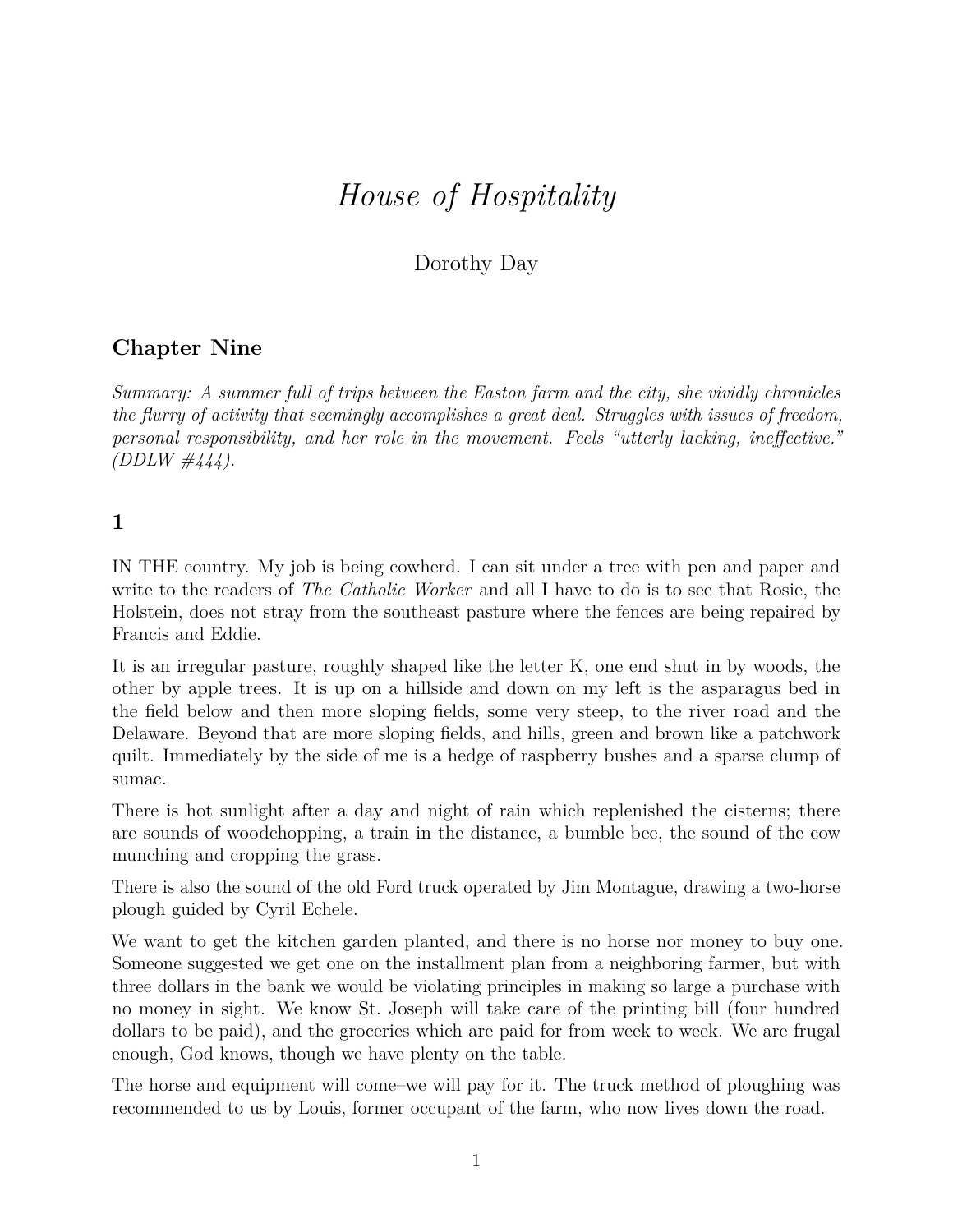# *House of Hospitality*

Dorothy Day

## Chapter Nine

*Summary: A summer full of trips between the Easton farm and the city, she vividly chronicles the flurry of activity that seemingly accomplishes a great deal. Struggles with issues of freedom, personal responsibility, and her role in the movement. Feels "utterly lacking, ineffective." (DDLW #444).*

### 1

IN THE country. My job is being cowherd. I can sit under a tree with pen and paper and write to the readers of *The Catholic Worker* and all I have to do is to see that Rosie, the Holstein, does not stray from the southeast pasture where the fences are being repaired by Francis and Eddie.

It is an irregular pasture, roughly shaped like the letter K, one end shut in by woods, the other by apple trees. It is up on a hillside and down on my left is the asparagus bed in the field below and then more sloping fields, some very steep, to the river road and the Delaware. Beyond that are more sloping fields, and hills, green and brown like a patchwork quilt. Immediately by the side of me is a hedge of raspberry bushes and a sparse clump of sumac.

There is hot sunlight after a day and night of rain which replenished the cisterns; there are sounds of woodchopping, a train in the distance, a bumble bee, the sound of the cow munching and cropping the grass.

There is also the sound of the old Ford truck operated by Jim Montague, drawing a two-horse plough guided by Cyril Echele.

We want to get the kitchen garden planted, and there is no horse nor money to buy one. Someone suggested we get one on the installment plan from a neighboring farmer, but with three dollars in the bank we would be violating principles in making so large a purchase with no money in sight. We know St. Joseph will take care of the printing bill (four hundred dollars to be paid), and the groceries which are paid for from week to week. We are frugal enough, God knows, though we have plenty on the table.

The horse and equipment will come–we will pay for it. The truck method of ploughing was recommended to us by Louis, former occupant of the farm, who now lives down the road.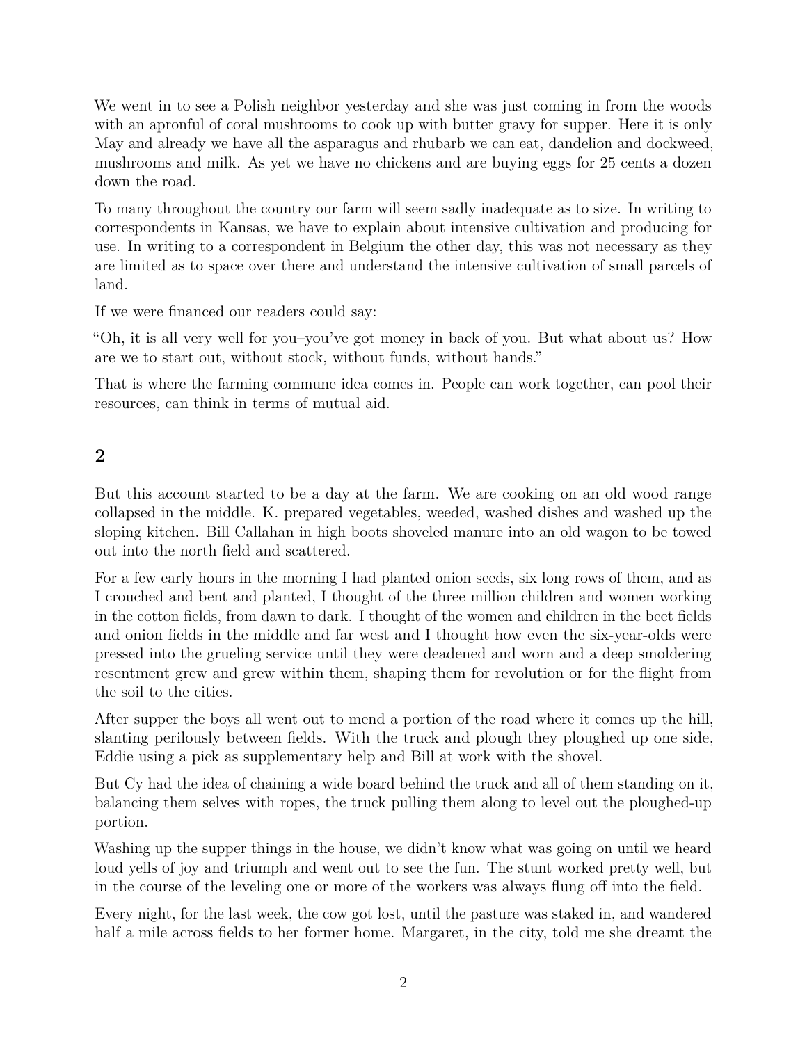We went in to see a Polish neighbor yesterday and she was just coming in from the woods with an apronful of coral mushrooms to cook up with butter gravy for supper. Here it is only May and already we have all the asparagus and rhubarb we can eat, dandelion and dockweed, mushrooms and milk. As yet we have no chickens and are buying eggs for 25 cents a dozen down the road.

To many throughout the country our farm will seem sadly inadequate as to size. In writing to correspondents in Kansas, we have to explain about intensive cultivation and producing for use. In writing to a correspondent in Belgium the other day, this was not necessary as they are limited as to space over there and understand the intensive cultivation of small parcels of land.

If we were financed our readers could say:

"Oh, it is all very well for you–you've got money in back of you. But what about us? How are we to start out, without stock, without funds, without hands."

That is where the farming commune idea comes in. People can work together, can pool their resources, can think in terms of mutual aid.

## 2

But this account started to be a day at the farm. We are cooking on an old wood range collapsed in the middle. K. prepared vegetables, weeded, washed dishes and washed up the sloping kitchen. Bill Callahan in high boots shoveled manure into an old wagon to be towed out into the north field and scattered.

For a few early hours in the morning I had planted onion seeds, six long rows of them, and as I crouched and bent and planted, I thought of the three million children and women working in the cotton fields, from dawn to dark. I thought of the women and children in the beet fields and onion fields in the middle and far west and I thought how even the six-year-olds were pressed into the grueling service until they were deadened and worn and a deep smoldering resentment grew and grew within them, shaping them for revolution or for the flight from the soil to the cities.

After supper the boys all went out to mend a portion of the road where it comes up the hill, slanting perilously between fields. With the truck and plough they ploughed up one side, Eddie using a pick as supplementary help and Bill at work with the shovel.

But Cy had the idea of chaining a wide board behind the truck and all of them standing on it, balancing them selves with ropes, the truck pulling them along to level out the ploughed-up portion.

Washing up the supper things in the house, we didn't know what was going on until we heard loud yells of joy and triumph and went out to see the fun. The stunt worked pretty well, but in the course of the leveling one or more of the workers was always flung off into the field.

Every night, for the last week, the cow got lost, until the pasture was staked in, and wandered half a mile across fields to her former home. Margaret, in the city, told me she dreamt the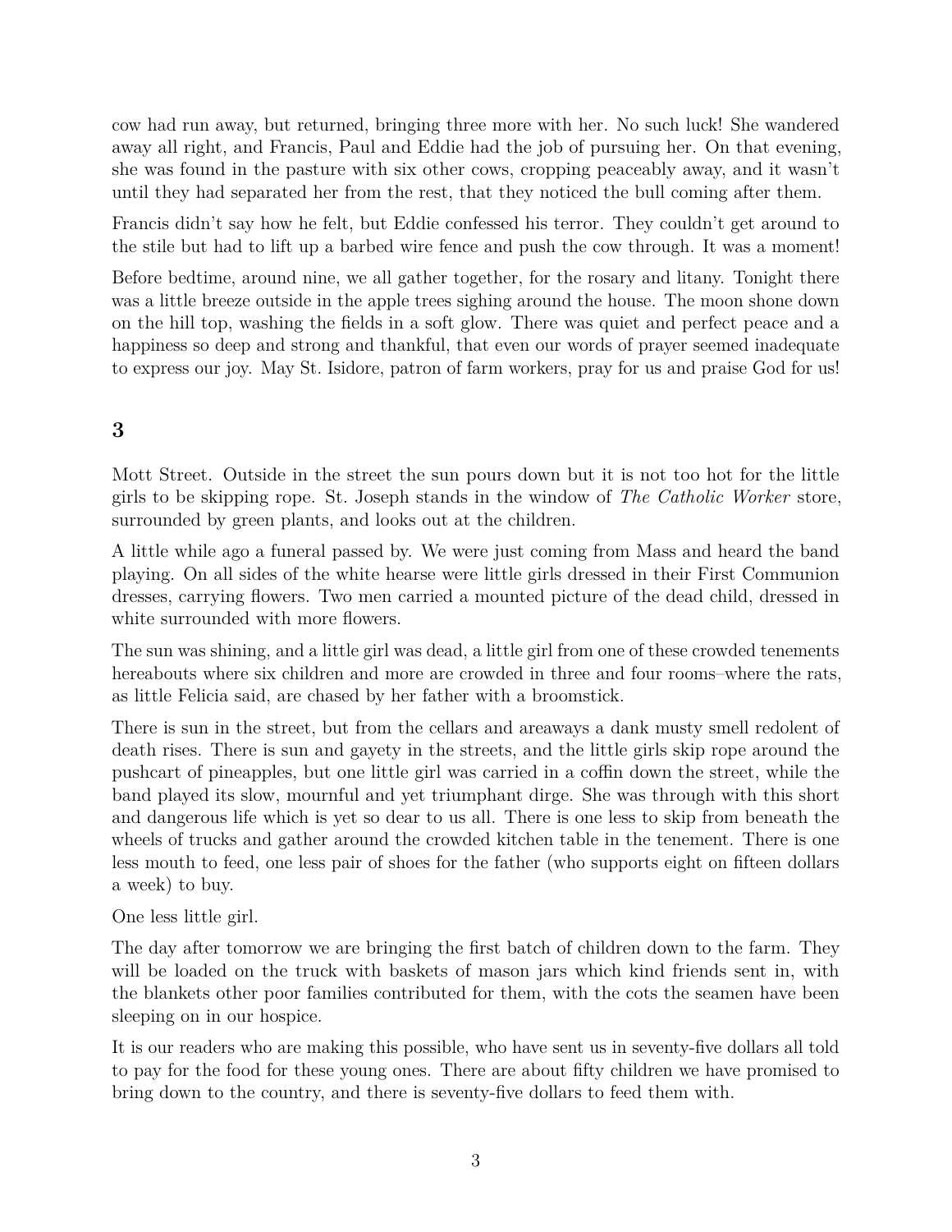cow had run away, but returned, bringing three more with her. No such luck! She wandered away all right, and Francis, Paul and Eddie had the job of pursuing her. On that evening, she was found in the pasture with six other cows, cropping peaceably away, and it wasn't until they had separated her from the rest, that they noticed the bull coming after them.

Francis didn't say how he felt, but Eddie confessed his terror. They couldn't get around to the stile but had to lift up a barbed wire fence and push the cow through. It was a moment!

Before bedtime, around nine, we all gather together, for the rosary and litany. Tonight there was a little breeze outside in the apple trees sighing around the house. The moon shone down on the hill top, washing the fields in a soft glow. There was quiet and perfect peace and a happiness so deep and strong and thankful, that even our words of prayer seemed inadequate to express our joy. May St. Isidore, patron of farm workers, pray for us and praise God for us!

## 3

Mott Street. Outside in the street the sun pours down but it is not too hot for the little girls to be skipping rope. St. Joseph stands in the window of *The Catholic Worker* store, surrounded by green plants, and looks out at the children.

A little while ago a funeral passed by. We were just coming from Mass and heard the band playing. On all sides of the white hearse were little girls dressed in their First Communion dresses, carrying flowers. Two men carried a mounted picture of the dead child, dressed in white surrounded with more flowers.

The sun was shining, and a little girl was dead, a little girl from one of these crowded tenements hereabouts where six children and more are crowded in three and four rooms–where the rats, as little Felicia said, are chased by her father with a broomstick.

There is sun in the street, but from the cellars and areaways a dank musty smell redolent of death rises. There is sun and gayety in the streets, and the little girls skip rope around the pushcart of pineapples, but one little girl was carried in a coffin down the street, while the band played its slow, mournful and yet triumphant dirge. She was through with this short and dangerous life which is yet so dear to us all. There is one less to skip from beneath the wheels of trucks and gather around the crowded kitchen table in the tenement. There is one less mouth to feed, one less pair of shoes for the father (who supports eight on fifteen dollars a week) to buy.

One less little girl.

The day after tomorrow we are bringing the first batch of children down to the farm. They will be loaded on the truck with baskets of mason jars which kind friends sent in, with the blankets other poor families contributed for them, with the cots the seamen have been sleeping on in our hospice.

It is our readers who are making this possible, who have sent us in seventy-five dollars all told to pay for the food for these young ones. There are about fifty children we have promised to bring down to the country, and there is seventy-five dollars to feed them with.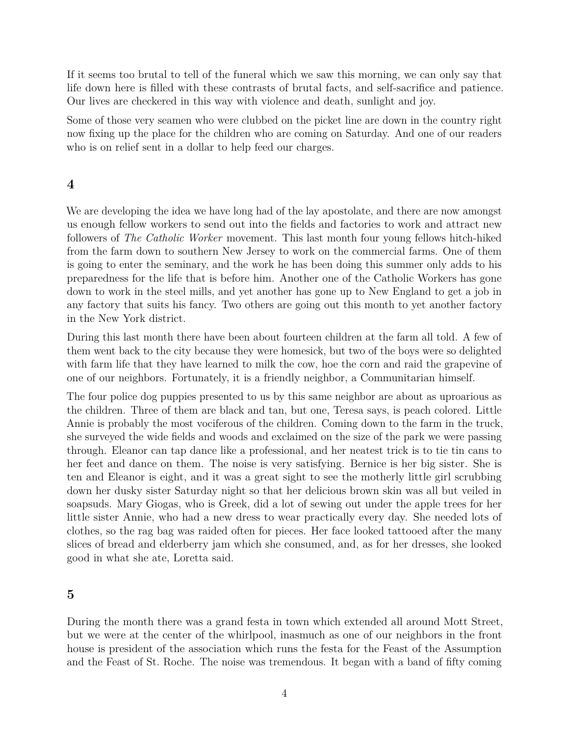If it seems too brutal to tell of the funeral which we saw this morning, we can only say that life down here is filled with these contrasts of brutal facts, and self-sacrifice and patience. Our lives are checkered in this way with violence and death, sunlight and joy.

Some of those very seamen who were clubbed on the picket line are down in the country right now fixing up the place for the children who are coming on Saturday. And one of our readers who is on relief sent in a dollar to help feed our charges.

## 4

We are developing the idea we have long had of the lay apostolate, and there are now amongst us enough fellow workers to send out into the fields and factories to work and attract new followers of *The Catholic Worker* movement. This last month four young fellows hitch-hiked from the farm down to southern New Jersey to work on the commercial farms. One of them is going to enter the seminary, and the work he has been doing this summer only adds to his preparedness for the life that is before him. Another one of the Catholic Workers has gone down to work in the steel mills, and yet another has gone up to New England to get a job in any factory that suits his fancy. Two others are going out this month to yet another factory in the New York district.

During this last month there have been about fourteen children at the farm all told. A few of them went back to the city because they were homesick, but two of the boys were so delighted with farm life that they have learned to milk the cow, hoe the corn and raid the grapevine of one of our neighbors. Fortunately, it is a friendly neighbor, a Communitarian himself.

The four police dog puppies presented to us by this same neighbor are about as uproarious as the children. Three of them are black and tan, but one, Teresa says, is peach colored. Little Annie is probably the most vociferous of the children. Coming down to the farm in the truck, she surveyed the wide fields and woods and exclaimed on the size of the park we were passing through. Eleanor can tap dance like a professional, and her neatest trick is to tie tin cans to her feet and dance on them. The noise is very satisfying. Bernice is her big sister. She is ten and Eleanor is eight, and it was a great sight to see the motherly little girl scrubbing down her dusky sister Saturday night so that her delicious brown skin was all but veiled in soapsuds. Mary Giogas, who is Greek, did a lot of sewing out under the apple trees for her little sister Annie, who had a new dress to wear practically every day. She needed lots of clothes, so the rag bag was raided often for pieces. Her face looked tattooed after the many slices of bread and elderberry jam which she consumed, and, as for her dresses, she looked good in what she ate, Loretta said.

## 5

During the month there was a grand festa in town which extended all around Mott Street, but we were at the center of the whirlpool, inasmuch as one of our neighbors in the front house is president of the association which runs the festa for the Feast of the Assumption and the Feast of St. Roche. The noise was tremendous. It began with a band of fifty coming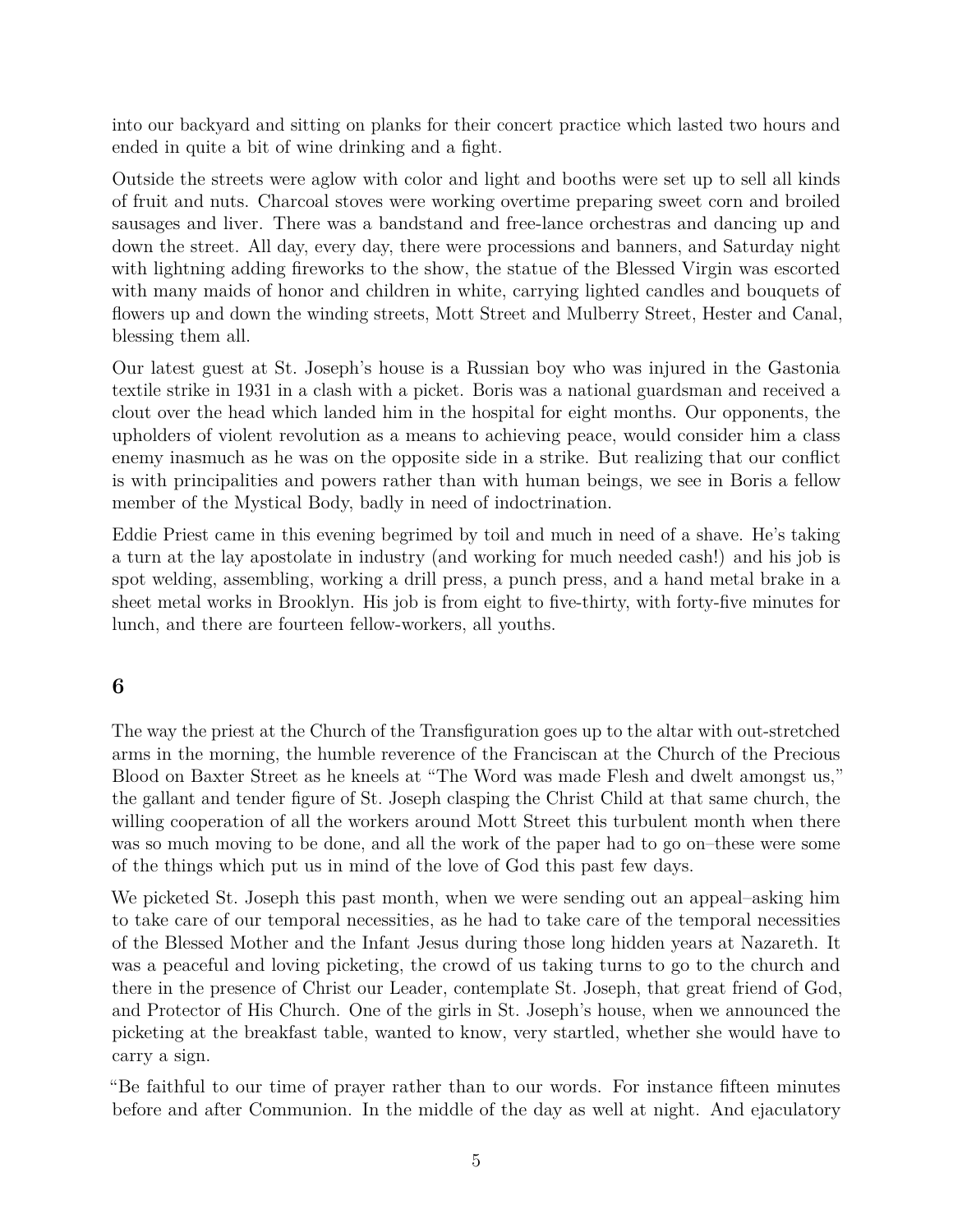into our backyard and sitting on planks for their concert practice which lasted two hours and ended in quite a bit of wine drinking and a fight.

Outside the streets were aglow with color and light and booths were set up to sell all kinds of fruit and nuts. Charcoal stoves were working overtime preparing sweet corn and broiled sausages and liver. There was a bandstand and free-lance orchestras and dancing up and down the street. All day, every day, there were processions and banners, and Saturday night with lightning adding fireworks to the show, the statue of the Blessed Virgin was escorted with many maids of honor and children in white, carrying lighted candles and bouquets of flowers up and down the winding streets, Mott Street and Mulberry Street, Hester and Canal, blessing them all.

Our latest guest at St. Joseph's house is a Russian boy who was injured in the Gastonia textile strike in 1931 in a clash with a picket. Boris was a national guardsman and received a clout over the head which landed him in the hospital for eight months. Our opponents, the upholders of violent revolution as a means to achieving peace, would consider him a class enemy inasmuch as he was on the opposite side in a strike. But realizing that our conflict is with principalities and powers rather than with human beings, we see in Boris a fellow member of the Mystical Body, badly in need of indoctrination.

Eddie Priest came in this evening begrimed by toil and much in need of a shave. He's taking a turn at the lay apostolate in industry (and working for much needed cash!) and his job is spot welding, assembling, working a drill press, a punch press, and a hand metal brake in a sheet metal works in Brooklyn. His job is from eight to five-thirty, with forty-five minutes for lunch, and there are fourteen fellow-workers, all youths.

## 6

The way the priest at the Church of the Transfiguration goes up to the altar with out-stretched arms in the morning, the humble reverence of the Franciscan at the Church of the Precious Blood on Baxter Street as he kneels at "The Word was made Flesh and dwelt amongst us," the gallant and tender figure of St. Joseph clasping the Christ Child at that same church, the willing cooperation of all the workers around Mott Street this turbulent month when there was so much moving to be done, and all the work of the paper had to go on–these were some of the things which put us in mind of the love of God this past few days.

We picketed St. Joseph this past month, when we were sending out an appeal–asking him to take care of our temporal necessities, as he had to take care of the temporal necessities of the Blessed Mother and the Infant Jesus during those long hidden years at Nazareth. It was a peaceful and loving picketing, the crowd of us taking turns to go to the church and there in the presence of Christ our Leader, contemplate St. Joseph, that great friend of God, and Protector of His Church. One of the girls in St. Joseph's house, when we announced the picketing at the breakfast table, wanted to know, very startled, whether she would have to carry a sign.

"Be faithful to our time of prayer rather than to our words. For instance fifteen minutes before and after Communion. In the middle of the day as well at night. And ejaculatory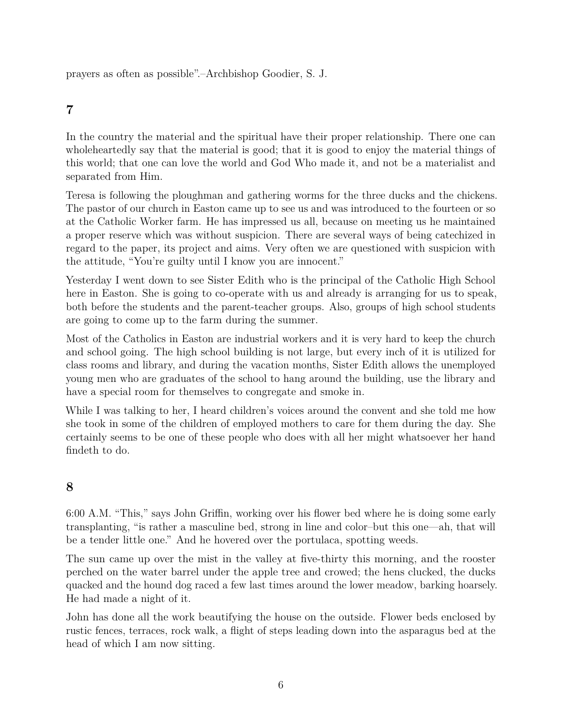prayers as often as possible".–Archbishop Goodier, S. J.

## 7

In the country the material and the spiritual have their proper relationship. There one can wholeheartedly say that the material is good; that it is good to enjoy the material things of this world; that one can love the world and God Who made it, and not be a materialist and separated from Him.

Teresa is following the ploughman and gathering worms for the three ducks and the chickens. The pastor of our church in Easton came up to see us and was introduced to the fourteen or so at the Catholic Worker farm. He has impressed us all, because on meeting us he maintained a proper reserve which was without suspicion. There are several ways of being catechized in regard to the paper, its project and aims. Very often we are questioned with suspicion with the attitude, "You're guilty until I know you are innocent."

Yesterday I went down to see Sister Edith who is the principal of the Catholic High School here in Easton. She is going to co-operate with us and already is arranging for us to speak, both before the students and the parent-teacher groups. Also, groups of high school students are going to come up to the farm during the summer.

Most of the Catholics in Easton are industrial workers and it is very hard to keep the church and school going. The high school building is not large, but every inch of it is utilized for class rooms and library, and during the vacation months, Sister Edith allows the unemployed young men who are graduates of the school to hang around the building, use the library and have a special room for themselves to congregate and smoke in.

While I was talking to her, I heard children's voices around the convent and she told me how she took in some of the children of employed mothers to care for them during the day. She certainly seems to be one of these people who does with all her might whatsoever her hand findeth to do.

## 8

6:00 A.M. "This," says John Griffin, working over his flower bed where he is doing some early transplanting, "is rather a masculine bed, strong in line and color–but this one—ah, that will be a tender little one." And he hovered over the portulaca, spotting weeds.

The sun came up over the mist in the valley at five-thirty this morning, and the rooster perched on the water barrel under the apple tree and crowed; the hens clucked, the ducks quacked and the hound dog raced a few last times around the lower meadow, barking hoarsely. He had made a night of it.

John has done all the work beautifying the house on the outside. Flower beds enclosed by rustic fences, terraces, rock walk, a flight of steps leading down into the asparagus bed at the head of which I am now sitting.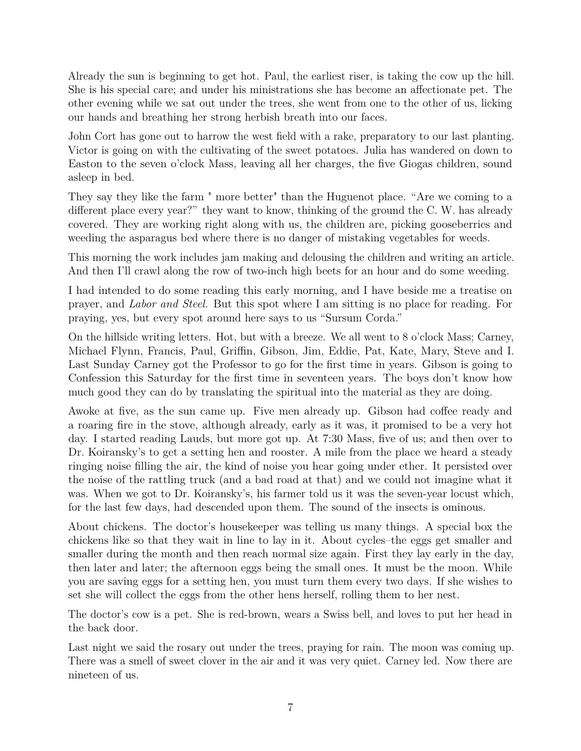Already the sun is beginning to get hot. Paul, the earliest riser, is taking the cow up the hill. She is his special care; and under his ministrations she has become an affectionate pet. The other evening while we sat out under the trees, she went from one to the other of us, licking our hands and breathing her strong herbish breath into our faces.

John Cort has gone out to harrow the west field with a rake, preparatory to our last planting. Victor is going on with the cultivating of the sweet potatoes. Julia has wandered on down to Easton to the seven o'clock Mass, leaving all her charges, the five Giogas children, sound asleep in bed.

They say they like the farm " more better" than the Huguenot place. "Are we coming to a different place every year?" they want to know, thinking of the ground the C. W. has already covered. They are working right along with us, the children are, picking gooseberries and weeding the asparagus bed where there is no danger of mistaking vegetables for weeds.

This morning the work includes jam making and delousing the children and writing an article. And then I'll crawl along the row of two-inch high beets for an hour and do some weeding.

I had intended to do some reading this early morning, and I have beside me a treatise on prayer, and *Labor and Steel*. But this spot where I am sitting is no place for reading. For praying, yes, but every spot around here says to us "Sursum Corda."

On the hillside writing letters. Hot, but with a breeze. We all went to 8 o'clock Mass; Carney, Michael Flynn, Francis, Paul, Griffin, Gibson, Jim, Eddie, Pat, Kate, Mary, Steve and I. Last Sunday Carney got the Professor to go for the first time in years. Gibson is going to Confession this Saturday for the first time in seventeen years. The boys don't know how much good they can do by translating the spiritual into the material as they are doing.

Awoke at five, as the sun came up. Five men already up. Gibson had coffee ready and a roaring fire in the stove, although already, early as it was, it promised to be a very hot day. I started reading Lauds, but more got up. At 7:30 Mass, five of us; and then over to Dr. Koiransky's to get a setting hen and rooster. A mile from the place we heard a steady ringing noise filling the air, the kind of noise you hear going under ether. It persisted over the noise of the rattling truck (and a bad road at that) and we could not imagine what it was. When we got to Dr. Koiransky's, his farmer told us it was the seven-year locust which, for the last few days, had descended upon them. The sound of the insects is ominous.

About chickens. The doctor's housekeeper was telling us many things. A special box the chickens like so that they wait in line to lay in it. About cycles–the eggs get smaller and smaller during the month and then reach normal size again. First they lay early in the day, then later and later; the afternoon eggs being the small ones. It must be the moon. While you are saving eggs for a setting hen, you must turn them every two days. If she wishes to set she will collect the eggs from the other hens herself, rolling them to her nest.

The doctor's cow is a pet. She is red-brown, wears a Swiss bell, and loves to put her head in the back door.

Last night we said the rosary out under the trees, praying for rain. The moon was coming up. There was a smell of sweet clover in the air and it was very quiet. Carney led. Now there are nineteen of us.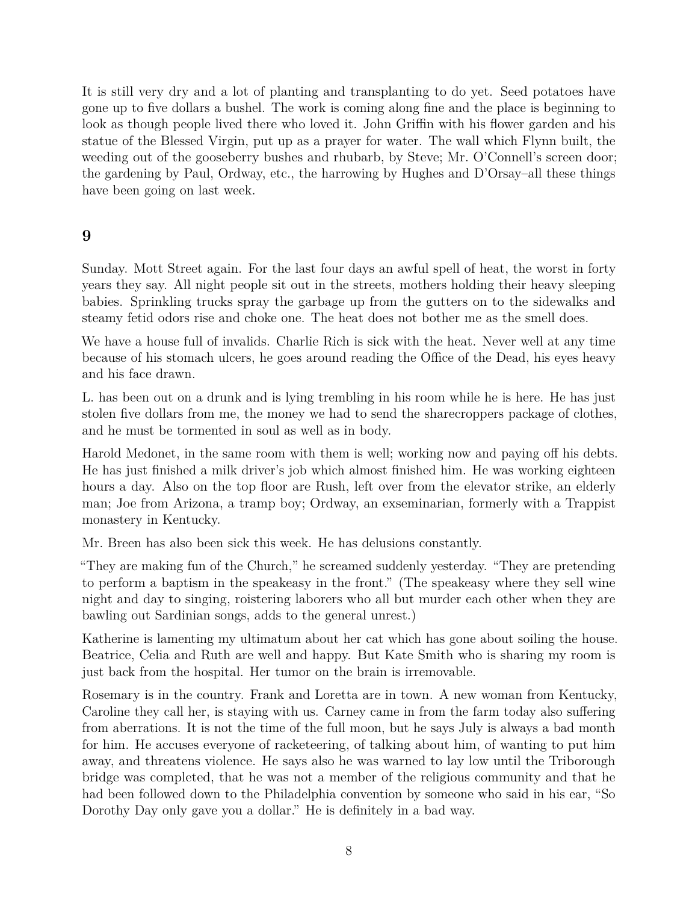It is still very dry and a lot of planting and transplanting to do yet. Seed potatoes have gone up to five dollars a bushel. The work is coming along fine and the place is beginning to look as though people lived there who loved it. John Griffin with his flower garden and his statue of the Blessed Virgin, put up as a prayer for water. The wall which Flynn built, the weeding out of the gooseberry bushes and rhubarb, by Steve; Mr. O'Connell's screen door; the gardening by Paul, Ordway, etc., the harrowing by Hughes and D'Orsay–all these things have been going on last week.

## 9

Sunday. Mott Street again. For the last four days an awful spell of heat, the worst in forty years they say. All night people sit out in the streets, mothers holding their heavy sleeping babies. Sprinkling trucks spray the garbage up from the gutters on to the sidewalks and steamy fetid odors rise and choke one. The heat does not bother me as the smell does.

We have a house full of invalids. Charlie Rich is sick with the heat. Never well at any time because of his stomach ulcers, he goes around reading the Office of the Dead, his eyes heavy and his face drawn.

L. has been out on a drunk and is lying trembling in his room while he is here. He has just stolen five dollars from me, the money we had to send the sharecroppers package of clothes, and he must be tormented in soul as well as in body.

Harold Medonet, in the same room with them is well; working now and paying off his debts. He has just finished a milk driver's job which almost finished him. He was working eighteen hours a day. Also on the top floor are Rush, left over from the elevator strike, an elderly man; Joe from Arizona, a tramp boy; Ordway, an exseminarian, formerly with a Trappist monastery in Kentucky.

Mr. Breen has also been sick this week. He has delusions constantly.

"They are making fun of the Church," he screamed suddenly yesterday. "They are pretending to perform a baptism in the speakeasy in the front." (The speakeasy where they sell wine night and day to singing, roistering laborers who all but murder each other when they are bawling out Sardinian songs, adds to the general unrest.)

Katherine is lamenting my ultimatum about her cat which has gone about soiling the house. Beatrice, Celia and Ruth are well and happy. But Kate Smith who is sharing my room is just back from the hospital. Her tumor on the brain is irremovable.

Rosemary is in the country. Frank and Loretta are in town. A new woman from Kentucky, Caroline they call her, is staying with us. Carney came in from the farm today also suffering from aberrations. It is not the time of the full moon, but he says July is always a bad month for him. He accuses everyone of racketeering, of talking about him, of wanting to put him away, and threatens violence. He says also he was warned to lay low until the Triborough bridge was completed, that he was not a member of the religious community and that he had been followed down to the Philadelphia convention by someone who said in his ear, "So Dorothy Day only gave you a dollar." He is definitely in a bad way.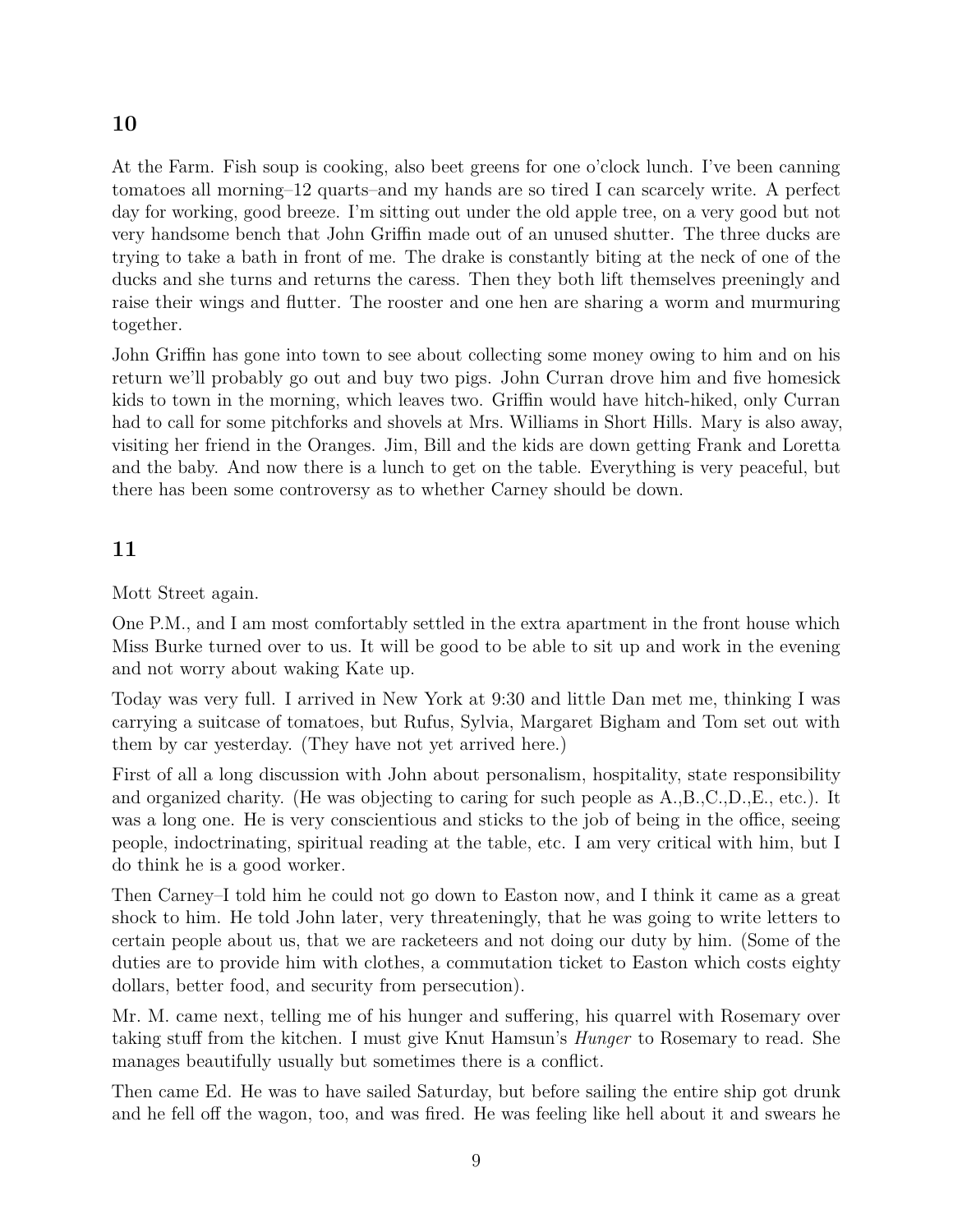## 10

At the Farm. Fish soup is cooking, also beet greens for one o'clock lunch. I've been canning tomatoes all morning–12 quarts–and my hands are so tired I can scarcely write. A perfect day for working, good breeze. I'm sitting out under the old apple tree, on a very good but not very handsome bench that John Griffin made out of an unused shutter. The three ducks are trying to take a bath in front of me. The drake is constantly biting at the neck of one of the ducks and she turns and returns the caress. Then they both lift themselves preeningly and raise their wings and flutter. The rooster and one hen are sharing a worm and murmuring together.

John Griffin has gone into town to see about collecting some money owing to him and on his return we'll probably go out and buy two pigs. John Curran drove him and five homesick kids to town in the morning, which leaves two. Griffin would have hitch-hiked, only Curran had to call for some pitchforks and shovels at Mrs. Williams in Short Hills. Mary is also away, visiting her friend in the Oranges. Jim, Bill and the kids are down getting Frank and Loretta and the baby. And now there is a lunch to get on the table. Everything is very peaceful, but there has been some controversy as to whether Carney should be down.

## 11

Mott Street again.

One P.M., and I am most comfortably settled in the extra apartment in the front house which Miss Burke turned over to us. It will be good to be able to sit up and work in the evening and not worry about waking Kate up.

Today was very full. I arrived in New York at 9:30 and little Dan met me, thinking I was carrying a suitcase of tomatoes, but Rufus, Sylvia, Margaret Bigham and Tom set out with them by car yesterday. (They have not yet arrived here.)

First of all a long discussion with John about personalism, hospitality, state responsibility and organized charity. (He was objecting to caring for such people as A.,B.,C.,D.,E., etc.). It was a long one. He is very conscientious and sticks to the job of being in the office, seeing people, indoctrinating, spiritual reading at the table, etc. I am very critical with him, but I do think he is a good worker.

Then Carney–I told him he could not go down to Easton now, and I think it came as a great shock to him. He told John later, very threateningly, that he was going to write letters to certain people about us, that we are racketeers and not doing our duty by him. (Some of the duties are to provide him with clothes, a commutation ticket to Easton which costs eighty dollars, better food, and security from persecution).

Mr. M. came next, telling me of his hunger and suffering, his quarrel with Rosemary over taking stuff from the kitchen. I must give Knut Hamsun's *Hunger* to Rosemary to read. She manages beautifully usually but sometimes there is a conflict.

Then came Ed. He was to have sailed Saturday, but before sailing the entire ship got drunk and he fell off the wagon, too, and was fired. He was feeling like hell about it and swears he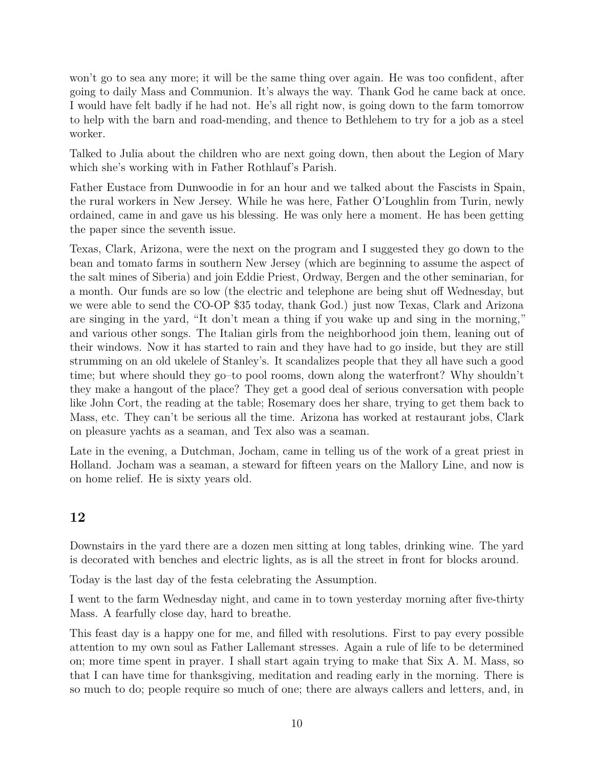won't go to sea any more; it will be the same thing over again. He was too confident, after going to daily Mass and Communion. It's always the way. Thank God he came back at once. I would have felt badly if he had not. He's all right now, is going down to the farm tomorrow to help with the barn and road-mending, and thence to Bethlehem to try for a job as a steel worker.

Talked to Julia about the children who are next going down, then about the Legion of Mary which she's working with in Father Rothlauf's Parish.

Father Eustace from Dunwoodie in for an hour and we talked about the Fascists in Spain, the rural workers in New Jersey. While he was here, Father O'Loughlin from Turin, newly ordained, came in and gave us his blessing. He was only here a moment. He has been getting the paper since the seventh issue.

Texas, Clark, Arizona, were the next on the program and I suggested they go down to the bean and tomato farms in southern New Jersey (which are beginning to assume the aspect of the salt mines of Siberia) and join Eddie Priest, Ordway, Bergen and the other seminarian, for a month. Our funds are so low (the electric and telephone are being shut off Wednesday, but we were able to send the CO-OP $35 today, thank God.) just now Texas, Clark and Arizona are singing in the yard, "It don't mean a thing if you wake up and sing in the morning," and various other songs. The Italian girls from the neighborhood join them, leaning out of their windows. Now it has started to rain and they have had to go inside, but they are still strumming on an old ukelele of Stanley's. It scandalizes people that they all have such a good time; but where should they go–to pool rooms, down along the waterfront? Why shouldn't they make a hangout of the place? They get a good deal of serious conversation with people like John Cort, the reading at the table; Rosemary does her share, trying to get them back to Mass, etc. They can't be serious all the time. Arizona has worked at restaurant jobs, Clark on pleasure yachts as a seaman, and Tex also was a seaman.

Late in the evening, a Dutchman, Jocham, came in telling us of the work of a great priest in Holland. Jocham was a seaman, a steward for fifteen years on the Mallory Line, and now is on home relief. He is sixty years old.

## 12

Downstairs in the yard there are a dozen men sitting at long tables, drinking wine. The yard is decorated with benches and electric lights, as is all the street in front for blocks around.

Today is the last day of the festa celebrating the Assumption.

I went to the farm Wednesday night, and came in to town yesterday morning after five-thirty Mass. A fearfully close day, hard to breathe.

This feast day is a happy one for me, and filled with resolutions. First to pay every possible attention to my own soul as Father Lallemant stresses. Again a rule of life to be determined on; more time spent in prayer. I shall start again trying to make that Six A. M. Mass, so that I can have time for thanksgiving, meditation and reading early in the morning. There is so much to do; people require so much of one; there are always callers and letters, and, in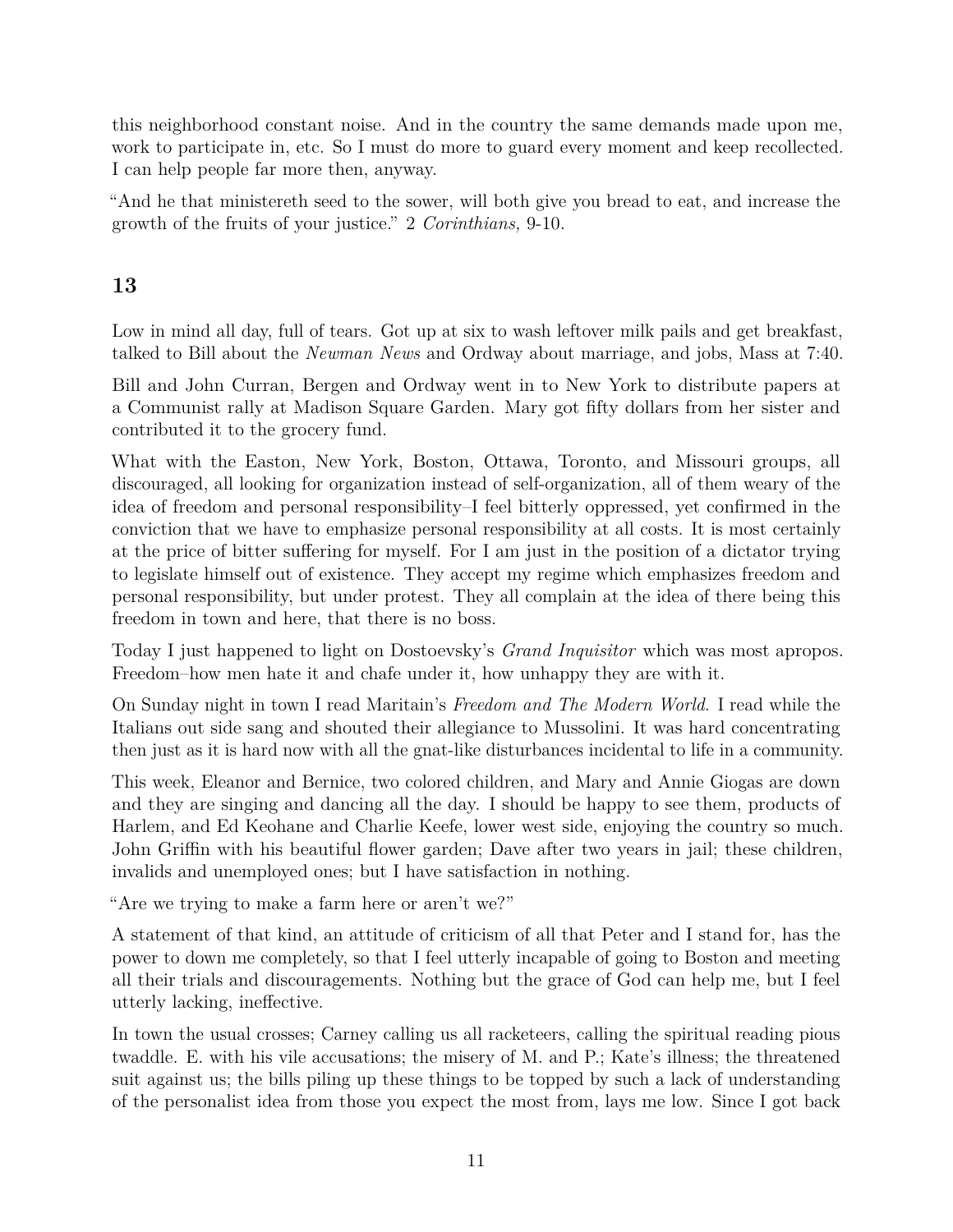this neighborhood constant noise. And in the country the same demands made upon me, work to participate in, etc. So I must do more to guard every moment and keep recollected. I can help people far more then, anyway.

"And he that ministereth seed to the sower, will both give you bread to eat, and increase the growth of the fruits of your justice." 2 *Corinthians,* 9-10.

## 13

Low in mind all day, full of tears. Got up at six to wash leftover milk pails and get breakfast, talked to Bill about the *Newman News* and Ordway about marriage, and jobs, Mass at 7:40.

Bill and John Curran, Bergen and Ordway went in to New York to distribute papers at a Communist rally at Madison Square Garden. Mary got fifty dollars from her sister and contributed it to the grocery fund.

What with the Easton, New York, Boston, Ottawa, Toronto, and Missouri groups, all discouraged, all looking for organization instead of self-organization, all of them weary of the idea of freedom and personal responsibility–I feel bitterly oppressed, yet confirmed in the conviction that we have to emphasize personal responsibility at all costs. It is most certainly at the price of bitter suffering for myself. For I am just in the position of a dictator trying to legislate himself out of existence. They accept my regime which emphasizes freedom and personal responsibility, but under protest. They all complain at the idea of there being this freedom in town and here, that there is no boss.

Today I just happened to light on Dostoevsky's *Grand Inquisitor* which was most apropos. Freedom–how men hate it and chafe under it, how unhappy they are with it.

On Sunday night in town I read Maritain's *Freedom and The Modern World*. I read while the Italians out side sang and shouted their allegiance to Mussolini. It was hard concentrating then just as it is hard now with all the gnat-like disturbances incidental to life in a community.

This week, Eleanor and Bernice, two colored children, and Mary and Annie Giogas are down and they are singing and dancing all the day. I should be happy to see them, products of Harlem, and Ed Keohane and Charlie Keefe, lower west side, enjoying the country so much. John Griffin with his beautiful flower garden; Dave after two years in jail; these children, invalids and unemployed ones; but I have satisfaction in nothing.

"Are we trying to make a farm here or aren't we?"

A statement of that kind, an attitude of criticism of all that Peter and I stand for, has the power to down me completely, so that I feel utterly incapable of going to Boston and meeting all their trials and discouragements. Nothing but the grace of God can help me, but I feel utterly lacking, ineffective.

In town the usual crosses; Carney calling us all racketeers, calling the spiritual reading pious twaddle. E. with his vile accusations; the misery of M. and P.; Kate's illness; the threatened suit against us; the bills piling up these things to be topped by such a lack of understanding of the personalist idea from those you expect the most from, lays me low. Since I got back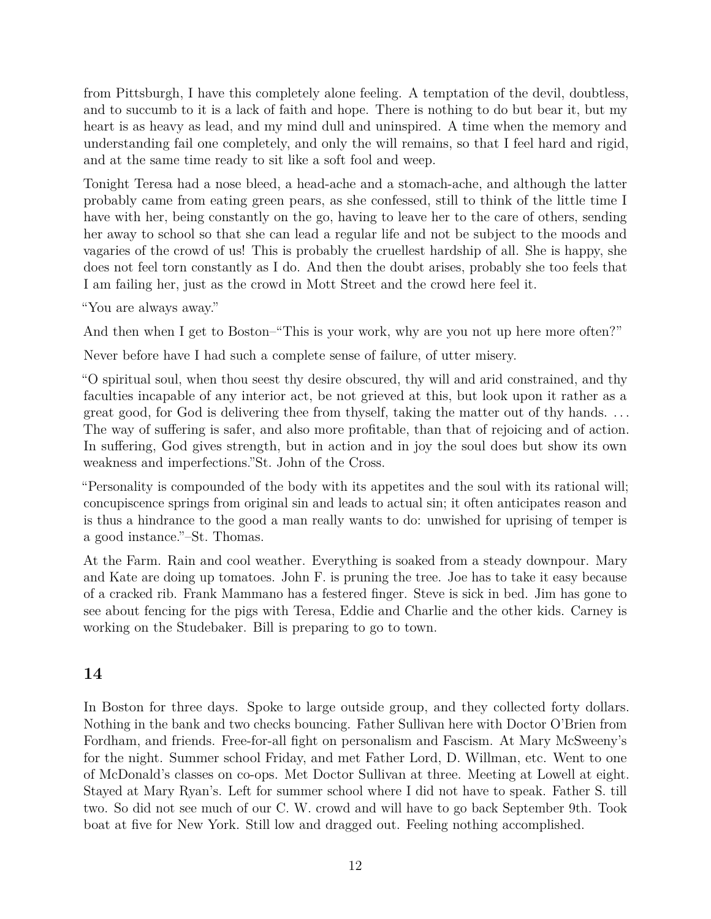from Pittsburgh, I have this completely alone feeling. A temptation of the devil, doubtless, and to succumb to it is a lack of faith and hope. There is nothing to do but bear it, but my heart is as heavy as lead, and my mind dull and uninspired. A time when the memory and understanding fail one completely, and only the will remains, so that I feel hard and rigid, and at the same time ready to sit like a soft fool and weep.

Tonight Teresa had a nose bleed, a head-ache and a stomach-ache, and although the latter probably came from eating green pears, as she confessed, still to think of the little time I have with her, being constantly on the go, having to leave her to the care of others, sending her away to school so that she can lead a regular life and not be subject to the moods and vagaries of the crowd of us! This is probably the cruellest hardship of all. She is happy, she does not feel torn constantly as I do. And then the doubt arises, probably she too feels that I am failing her, just as the crowd in Mott Street and the crowd here feel it.

"You are always away."

And then when I get to Boston–"This is your work, why are you not up here more often?"

Never before have I had such a complete sense of failure, of utter misery.

"O spiritual soul, when thou seest thy desire obscured, thy will and arid constrained, and thy faculties incapable of any interior act, be not grieved at this, but look upon it rather as a great good, for God is delivering thee from thyself, taking the matter out of thy hands. . . . The way of suffering is safer, and also more profitable, than that of rejoicing and of action. In suffering, God gives strength, but in action and in joy the soul does but show its own weakness and imperfections."St. John of the Cross.

"Personality is compounded of the body with its appetites and the soul with its rational will; concupiscence springs from original sin and leads to actual sin; it often anticipates reason and is thus a hindrance to the good a man really wants to do: unwished for uprising of temper is a good instance."–St. Thomas.

At the Farm. Rain and cool weather. Everything is soaked from a steady downpour. Mary and Kate are doing up tomatoes. John F. is pruning the tree. Joe has to take it easy because of a cracked rib. Frank Mammano has a festered finger. Steve is sick in bed. Jim has gone to see about fencing for the pigs with Teresa, Eddie and Charlie and the other kids. Carney is working on the Studebaker. Bill is preparing to go to town.

## 14

In Boston for three days. Spoke to large outside group, and they collected forty dollars. Nothing in the bank and two checks bouncing. Father Sullivan here with Doctor O'Brien from Fordham, and friends. Free-for-all fight on personalism and Fascism. At Mary McSweeny's for the night. Summer school Friday, and met Father Lord, D. Willman, etc. Went to one of McDonald's classes on co-ops. Met Doctor Sullivan at three. Meeting at Lowell at eight. Stayed at Mary Ryan's. Left for summer school where I did not have to speak. Father S. till two. So did not see much of our C. W. crowd and will have to go back September 9th. Took boat at five for New York. Still low and dragged out. Feeling nothing accomplished.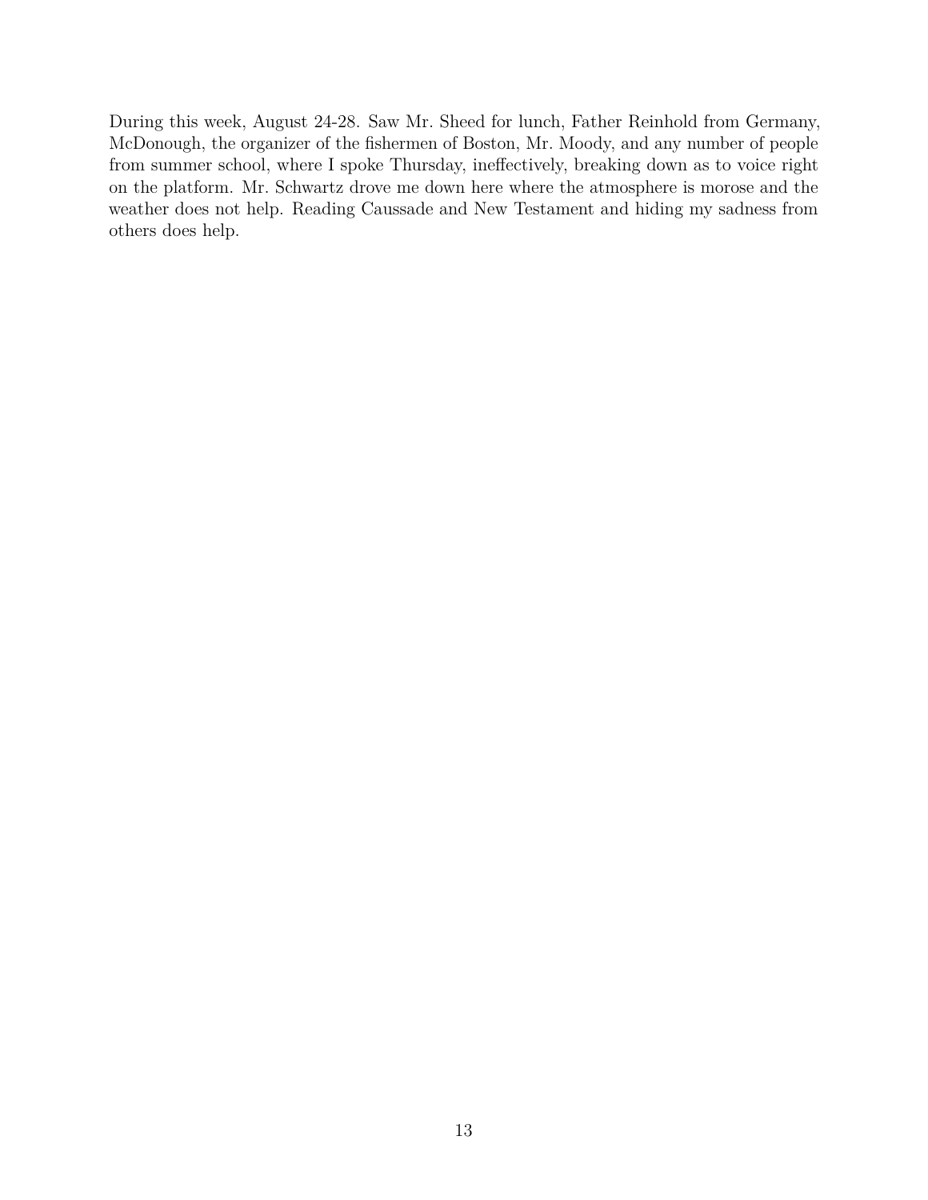During this week, August 24-28. Saw Mr. Sheed for lunch, Father Reinhold from Germany, McDonough, the organizer of the fishermen of Boston, Mr. Moody, and any number of people from summer school, where I spoke Thursday, ineffectively, breaking down as to voice right on the platform. Mr. Schwartz drove me down here where the atmosphere is morose and the weather does not help. Reading Caussade and New Testament and hiding my sadness from others does help.